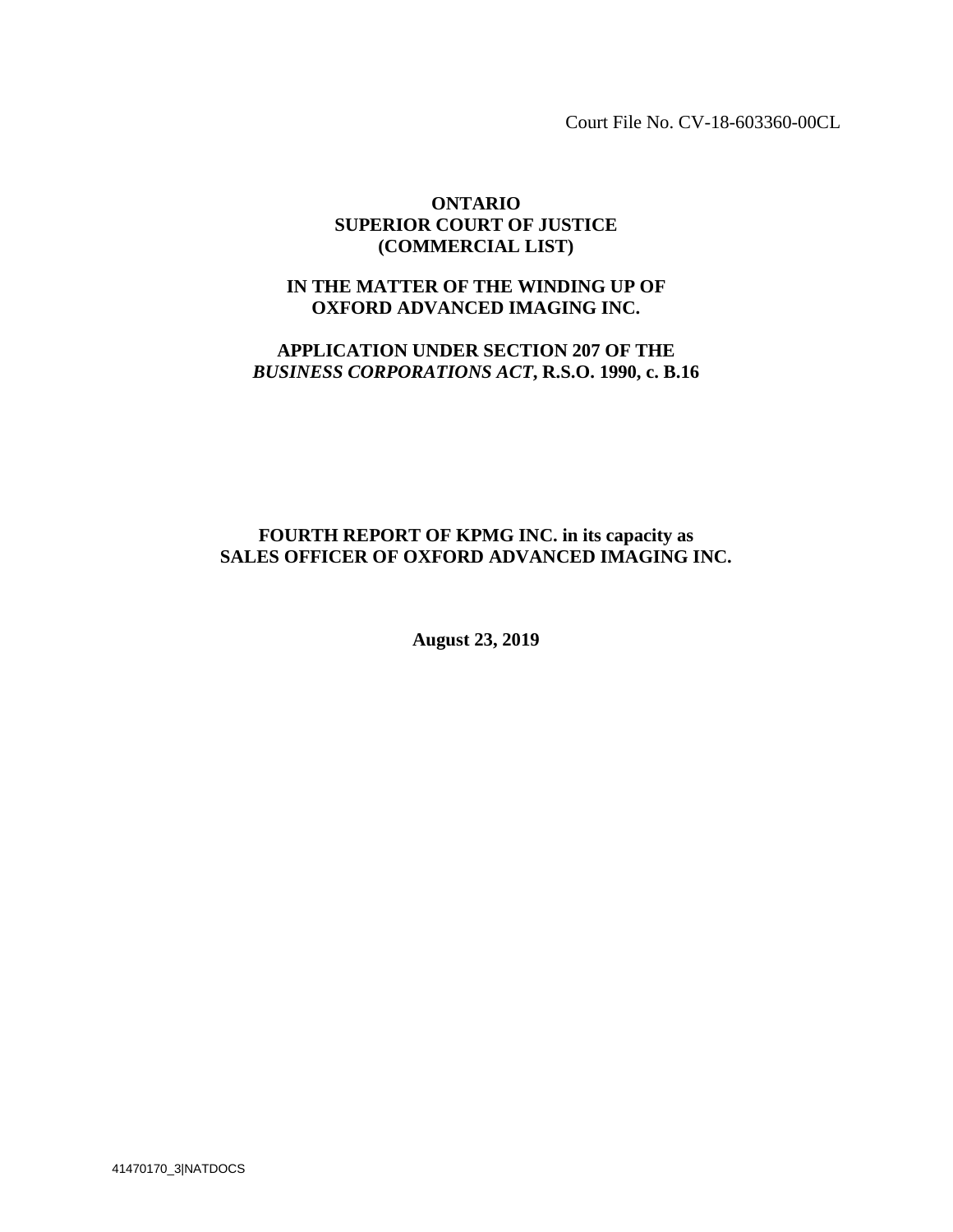Court File No. CV-18-603360-00CL

**ONTARIO**
**SUPERIOR COURT OF JUSTICE**
**(COMMERCIAL LIST)**

**IN THE MATTER OF THE WINDING UP OF**
**OXFORD ADVANCED IMAGING INC.**

**APPLICATION UNDER SECTION 207 OF THE** ***BUSINESS CORPORATIONS ACT*****, R.S.O. 1990, c. B.16**

**FOURTH REPORT OF KPMG INC. in its capacity as**
**SALES OFFICER OF OXFORD ADVANCED IMAGING INC.**

**August 23, 2019**

41470170_3|NATDOCS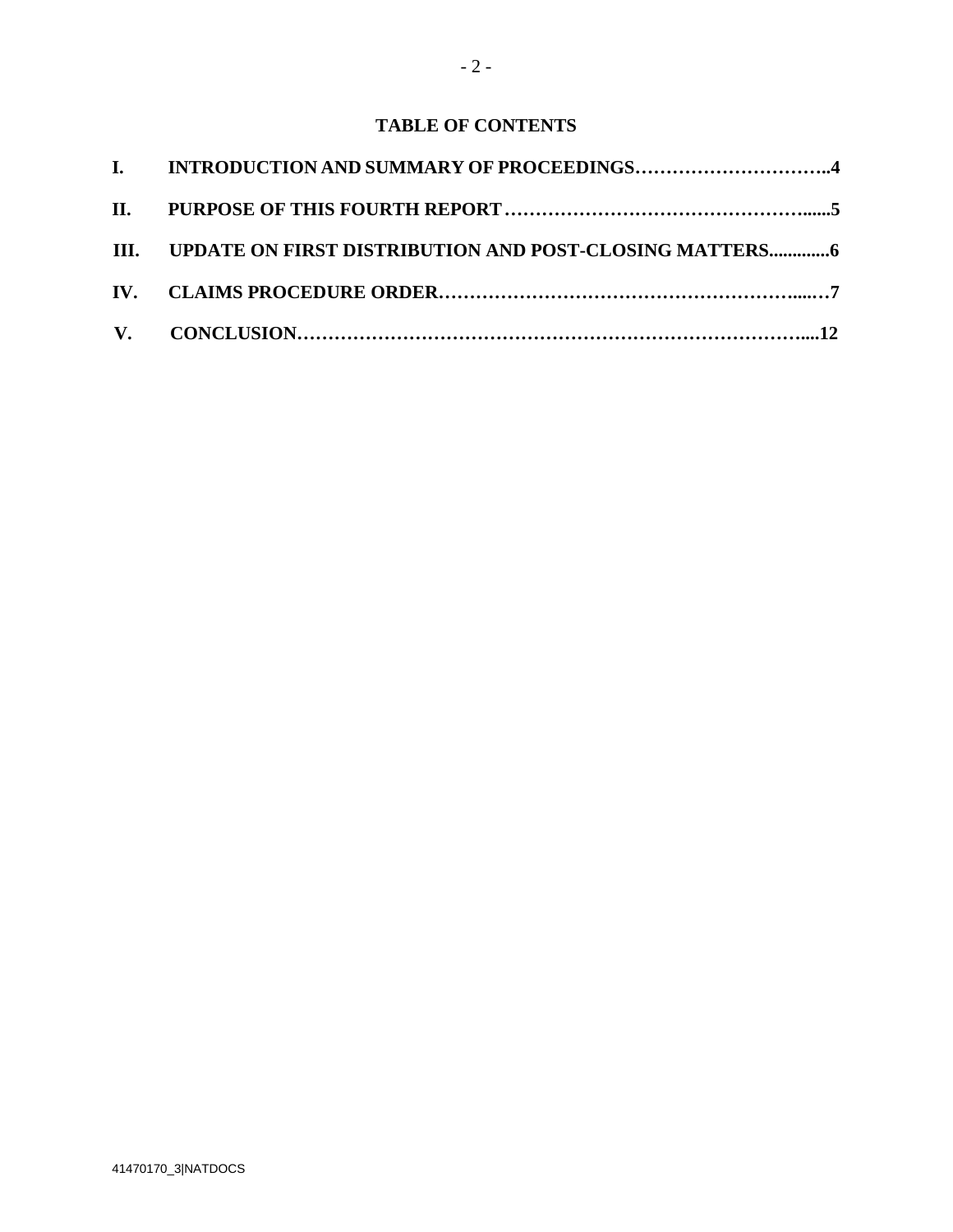## TABLE OF CONTENTS

**I. INTRODUCTION AND SUMMARY OF PROCEEDINGS…………………………..4**

**II. PURPOSE OF THIS FOURTH REPORT …………………………………………......5**

**III. UPDATE ON FIRST DISTRIBUTION AND POST-CLOSING MATTERS.............6**

**IV. CLAIMS PROCEDURE ORDER…………………………………………………....…7**

**V. CONCLUSION……………………………………………………………………….....12**

41470170_3|NATDOCS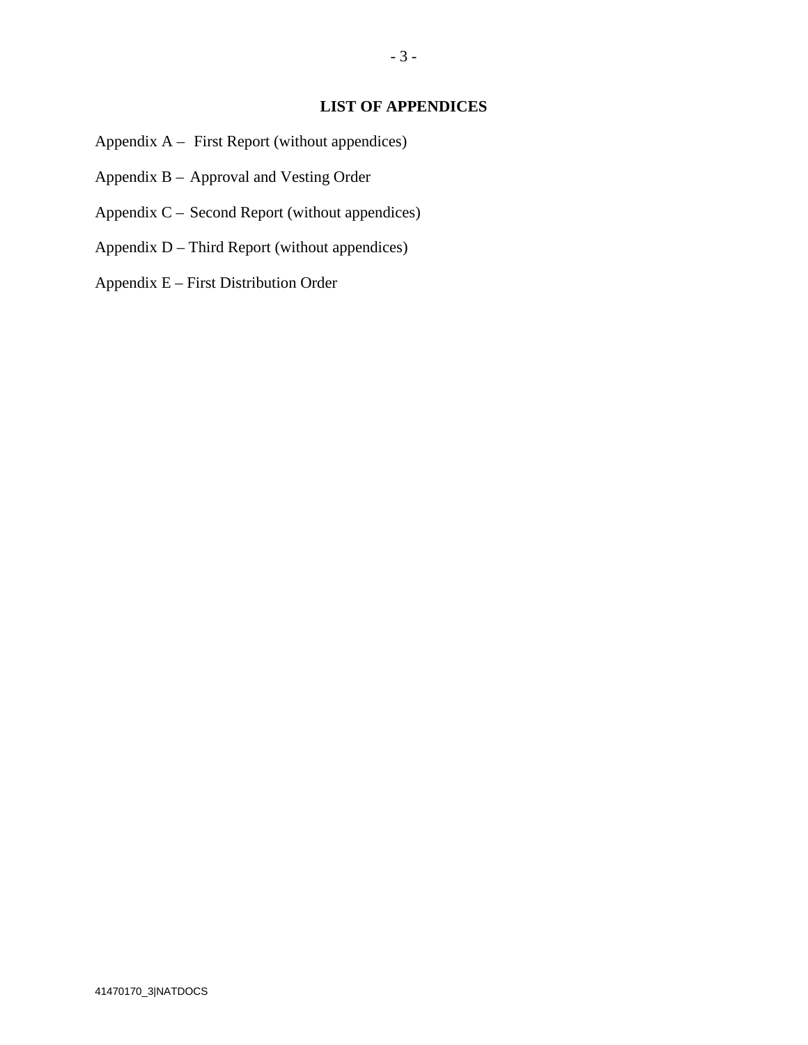## LIST OF APPENDICES

Appendix A – First Report (without appendices)

Appendix B – Approval and Vesting Order

Appendix C – Second Report (without appendices)

Appendix D – Third Report (without appendices)

Appendix E – First Distribution Order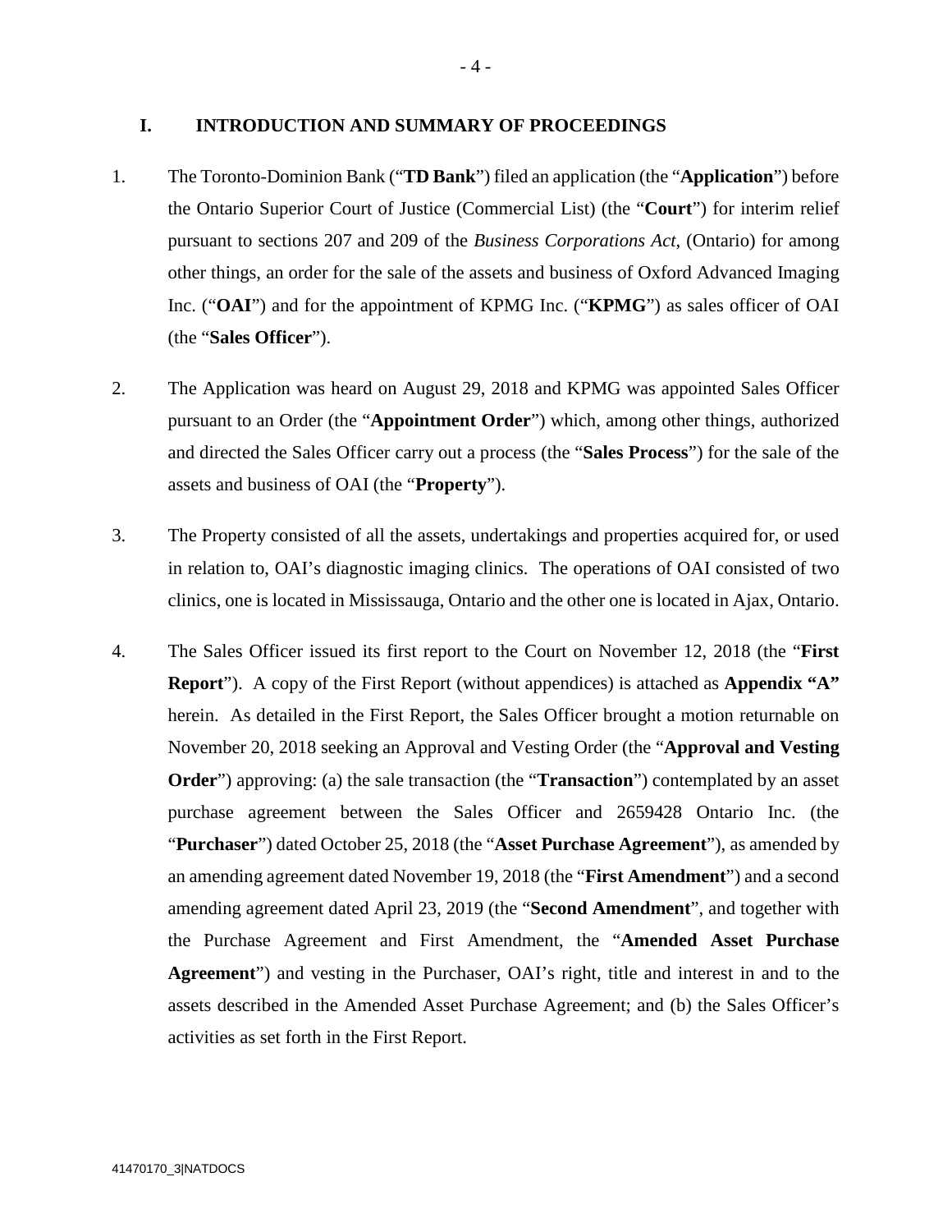## I. INTRODUCTION AND SUMMARY OF PROCEEDINGS

1. The Toronto-Dominion Bank ("**TD Bank**") filed an application (the "**Application**") before the Ontario Superior Court of Justice (Commercial List) (the "**Court**") for interim relief pursuant to sections 207 and 209 of the *Business Corporations Act*, (Ontario) for among other things, an order for the sale of the assets and business of Oxford Advanced Imaging Inc. ("**OAI**") and for the appointment of KPMG Inc. ("**KPMG**") as sales officer of OAI (the "**Sales Officer**").

2. The Application was heard on August 29, 2018 and KPMG was appointed Sales Officer pursuant to an Order (the "**Appointment Order**") which, among other things, authorized and directed the Sales Officer carry out a process (the "**Sales Process**") for the sale of the assets and business of OAI (the "**Property**").

3. The Property consisted of all the assets, undertakings and properties acquired for, or used in relation to, OAI's diagnostic imaging clinics. The operations of OAI consisted of two clinics, one is located in Mississauga, Ontario and the other one is located in Ajax, Ontario.

4. The Sales Officer issued its first report to the Court on November 12, 2018 (the "**First Report**"). A copy of the First Report (without appendices) is attached as **Appendix "A"** herein. As detailed in the First Report, the Sales Officer brought a motion returnable on November 20, 2018 seeking an Approval and Vesting Order (the "**Approval and Vesting Order**") approving: (a) the sale transaction (the "**Transaction**") contemplated by an asset purchase agreement between the Sales Officer and 2659428 Ontario Inc. (the "**Purchaser**") dated October 25, 2018 (the "**Asset Purchase Agreement**"), as amended by an amending agreement dated November 19, 2018 (the "**First Amendment**") and a second amending agreement dated April 23, 2019 (the "**Second Amendment**", and together with the Purchase Agreement and First Amendment, the "**Amended Asset Purchase Agreement**") and vesting in the Purchaser, OAI's right, title and interest in and to the assets described in the Amended Asset Purchase Agreement; and (b) the Sales Officer's activities as set forth in the First Report.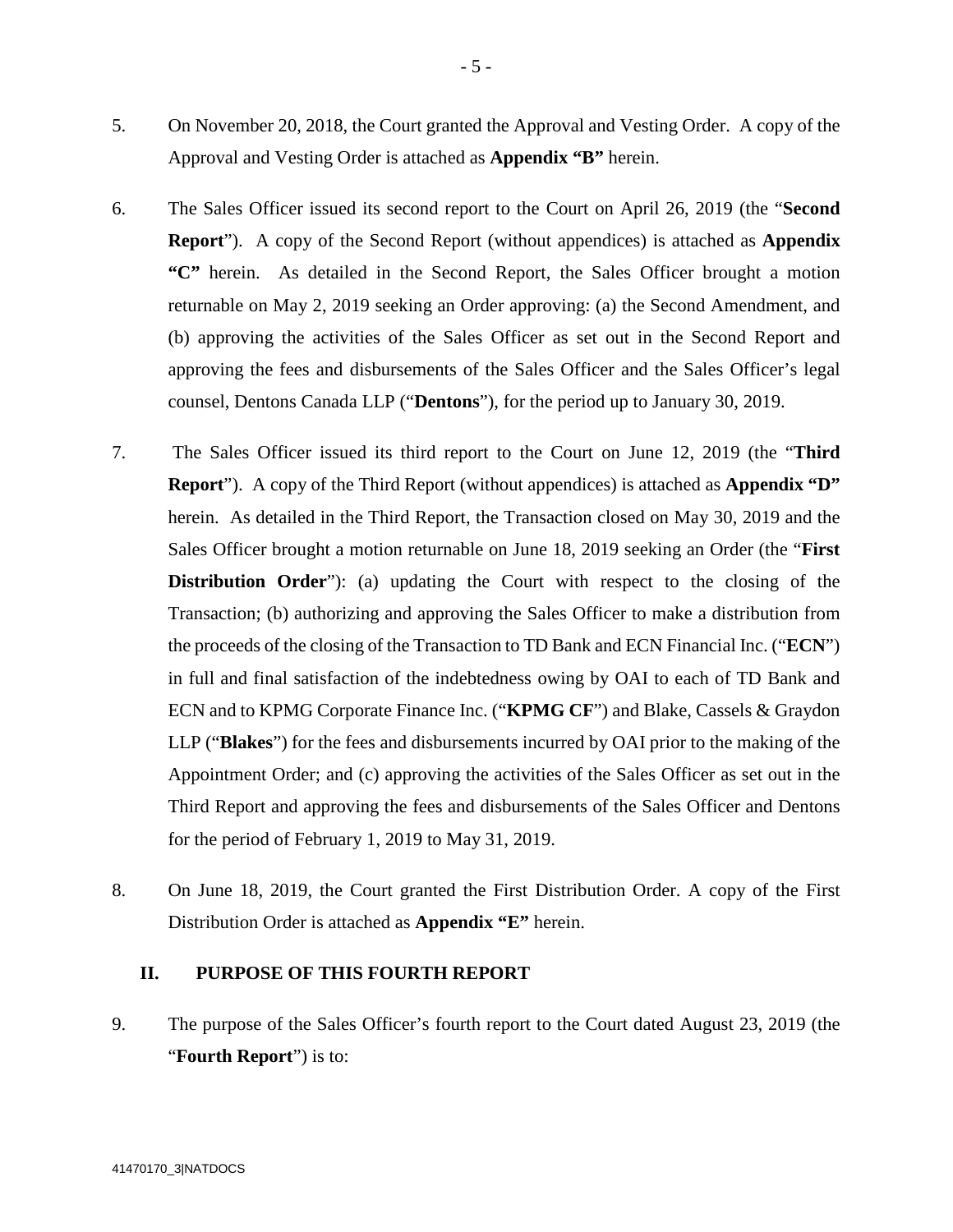5. On November 20, 2018, the Court granted the Approval and Vesting Order. A copy of the Approval and Vesting Order is attached as **Appendix "B"** herein.

6. The Sales Officer issued its second report to the Court on April 26, 2019 (the "**Second Report**"). A copy of the Second Report (without appendices) is attached as **Appendix "C"** herein. As detailed in the Second Report, the Sales Officer brought a motion returnable on May 2, 2019 seeking an Order approving: (a) the Second Amendment, and (b) approving the activities of the Sales Officer as set out in the Second Report and approving the fees and disbursements of the Sales Officer and the Sales Officer's legal counsel, Dentons Canada LLP ("**Dentons**"), for the period up to January 30, 2019.

7. The Sales Officer issued its third report to the Court on June 12, 2019 (the "**Third Report**"). A copy of the Third Report (without appendices) is attached as **Appendix "D"** herein. As detailed in the Third Report, the Transaction closed on May 30, 2019 and the Sales Officer brought a motion returnable on June 18, 2019 seeking an Order (the "**First Distribution Order**"): (a) updating the Court with respect to the closing of the Transaction; (b) authorizing and approving the Sales Officer to make a distribution from the proceeds of the closing of the Transaction to TD Bank and ECN Financial Inc. ("**ECN**") in full and final satisfaction of the indebtedness owing by OAI to each of TD Bank and ECN and to KPMG Corporate Finance Inc. ("**KPMG CF**") and Blake, Cassels & Graydon LLP ("**Blakes**") for the fees and disbursements incurred by OAI prior to the making of the Appointment Order; and (c) approving the activities of the Sales Officer as set out in the Third Report and approving the fees and disbursements of the Sales Officer and Dentons for the period of February 1, 2019 to May 31, 2019.

8. On June 18, 2019, the Court granted the First Distribution Order. A copy of the First Distribution Order is attached as **Appendix "E"** herein.

## II. PURPOSE OF THIS FOURTH REPORT

9. The purpose of the Sales Officer's fourth report to the Court dated August 23, 2019 (the "**Fourth Report**") is to: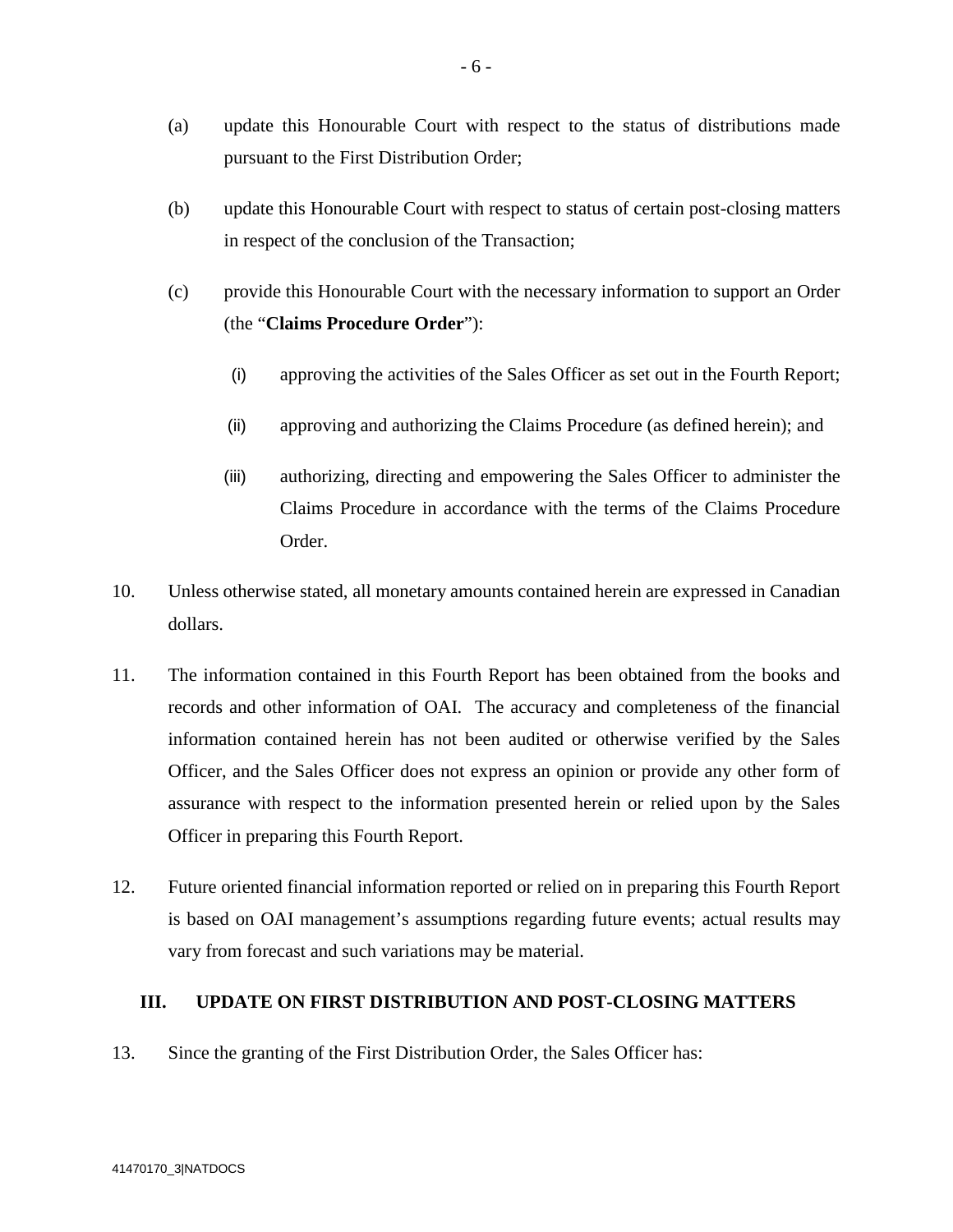(a) update this Honourable Court with respect to the status of distributions made pursuant to the First Distribution Order;

(b) update this Honourable Court with respect to status of certain post-closing matters in respect of the conclusion of the Transaction;

(c) provide this Honourable Court with the necessary information to support an Order (the "**Claims Procedure Order**"):

  (i) approving the activities of the Sales Officer as set out in the Fourth Report;

  (ii) approving and authorizing the Claims Procedure (as defined herein); and

  (iii) authorizing, directing and empowering the Sales Officer to administer the Claims Procedure in accordance with the terms of the Claims Procedure Order.

10. Unless otherwise stated, all monetary amounts contained herein are expressed in Canadian dollars.

11. The information contained in this Fourth Report has been obtained from the books and records and other information of OAI. The accuracy and completeness of the financial information contained herein has not been audited or otherwise verified by the Sales Officer, and the Sales Officer does not express an opinion or provide any other form of assurance with respect to the information presented herein or relied upon by the Sales Officer in preparing this Fourth Report.

12. Future oriented financial information reported or relied on in preparing this Fourth Report is based on OAI management's assumptions regarding future events; actual results may vary from forecast and such variations may be material.

## III. UPDATE ON FIRST DISTRIBUTION AND POST-CLOSING MATTERS

13. Since the granting of the First Distribution Order, the Sales Officer has: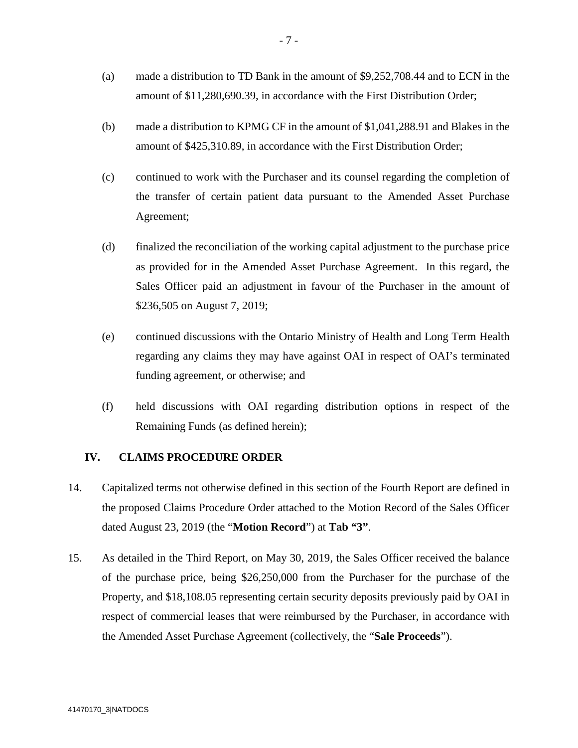(a) made a distribution to TD Bank in the amount of $9,252,708.44 and to ECN in the amount of $11,280,690.39, in accordance with the First Distribution Order;

(b) made a distribution to KPMG CF in the amount of $1,041,288.91 and Blakes in the amount of $425,310.89, in accordance with the First Distribution Order;

(c) continued to work with the Purchaser and its counsel regarding the completion of the transfer of certain patient data pursuant to the Amended Asset Purchase Agreement;

(d) finalized the reconciliation of the working capital adjustment to the purchase price as provided for in the Amended Asset Purchase Agreement. In this regard, the Sales Officer paid an adjustment in favour of the Purchaser in the amount of $236,505 on August 7, 2019;

(e) continued discussions with the Ontario Ministry of Health and Long Term Health regarding any claims they may have against OAI in respect of OAI's terminated funding agreement, or otherwise; and

(f) held discussions with OAI regarding distribution options in respect of the Remaining Funds (as defined herein);

## IV. CLAIMS PROCEDURE ORDER

14. Capitalized terms not otherwise defined in this section of the Fourth Report are defined in the proposed Claims Procedure Order attached to the Motion Record of the Sales Officer dated August 23, 2019 (the "**Motion Record**") at **Tab "3"**.

15. As detailed in the Third Report, on May 30, 2019, the Sales Officer received the balance of the purchase price, being $26,250,000 from the Purchaser for the purchase of the Property, and $18,108.05 representing certain security deposits previously paid by OAI in respect of commercial leases that were reimbursed by the Purchaser, in accordance with the Amended Asset Purchase Agreement (collectively, the "**Sale Proceeds**").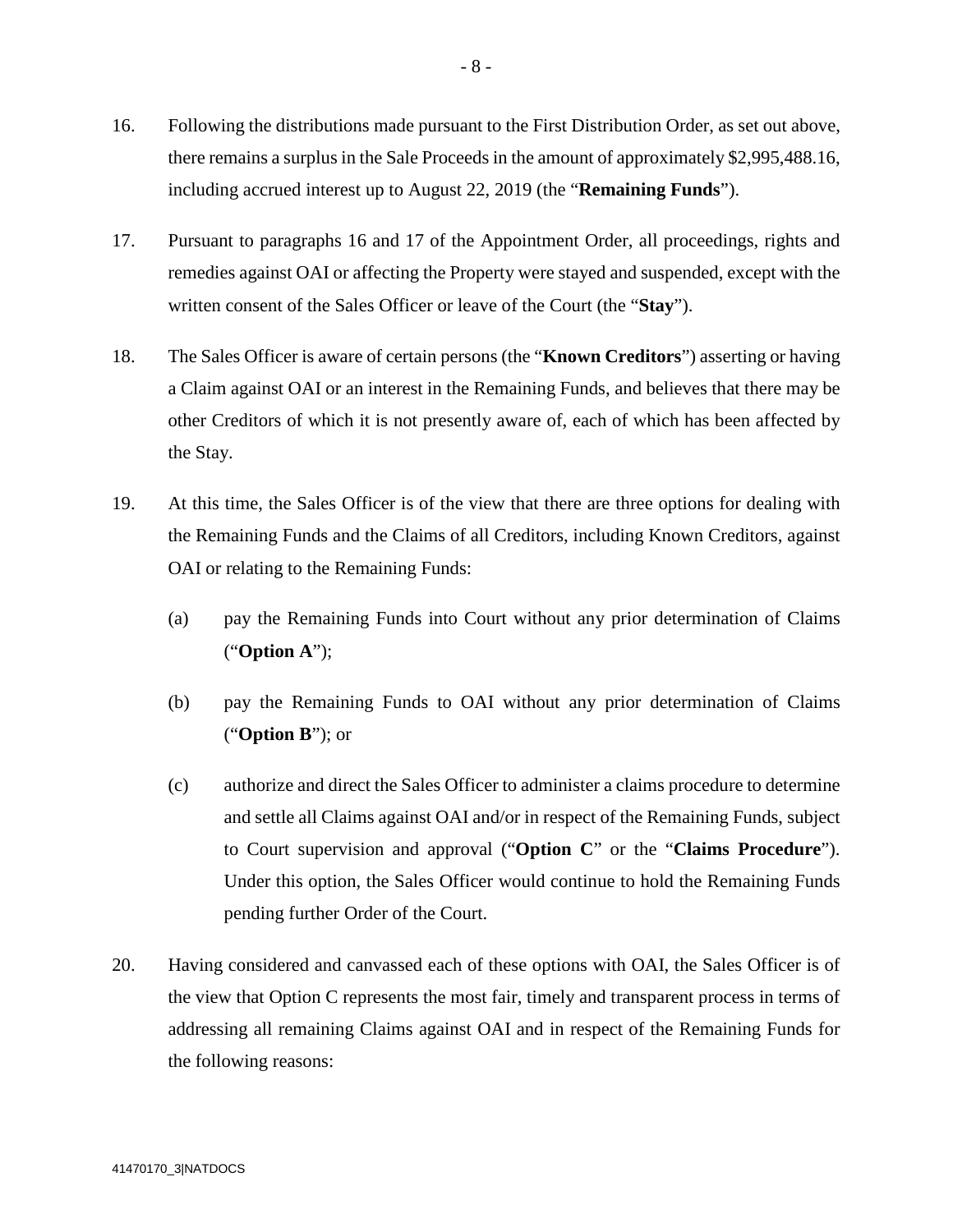16. Following the distributions made pursuant to the First Distribution Order, as set out above, there remains a surplus in the Sale Proceeds in the amount of approximately $2,995,488.16, including accrued interest up to August 22, 2019 (the "**Remaining Funds**").

17. Pursuant to paragraphs 16 and 17 of the Appointment Order, all proceedings, rights and remedies against OAI or affecting the Property were stayed and suspended, except with the written consent of the Sales Officer or leave of the Court (the "**Stay**").

18. The Sales Officer is aware of certain persons (the "**Known Creditors**") asserting or having a Claim against OAI or an interest in the Remaining Funds, and believes that there may be other Creditors of which it is not presently aware of, each of which has been affected by the Stay.

19. At this time, the Sales Officer is of the view that there are three options for dealing with the Remaining Funds and the Claims of all Creditors, including Known Creditors, against OAI or relating to the Remaining Funds:

    (a) pay the Remaining Funds into Court without any prior determination of Claims ("**Option A**");

    (b) pay the Remaining Funds to OAI without any prior determination of Claims ("**Option B**"); or

    (c) authorize and direct the Sales Officer to administer a claims procedure to determine and settle all Claims against OAI and/or in respect of the Remaining Funds, subject to Court supervision and approval ("**Option C**" or the "**Claims Procedure**"). Under this option, the Sales Officer would continue to hold the Remaining Funds pending further Order of the Court.

20. Having considered and canvassed each of these options with OAI, the Sales Officer is of the view that Option C represents the most fair, timely and transparent process in terms of addressing all remaining Claims against OAI and in respect of the Remaining Funds for the following reasons: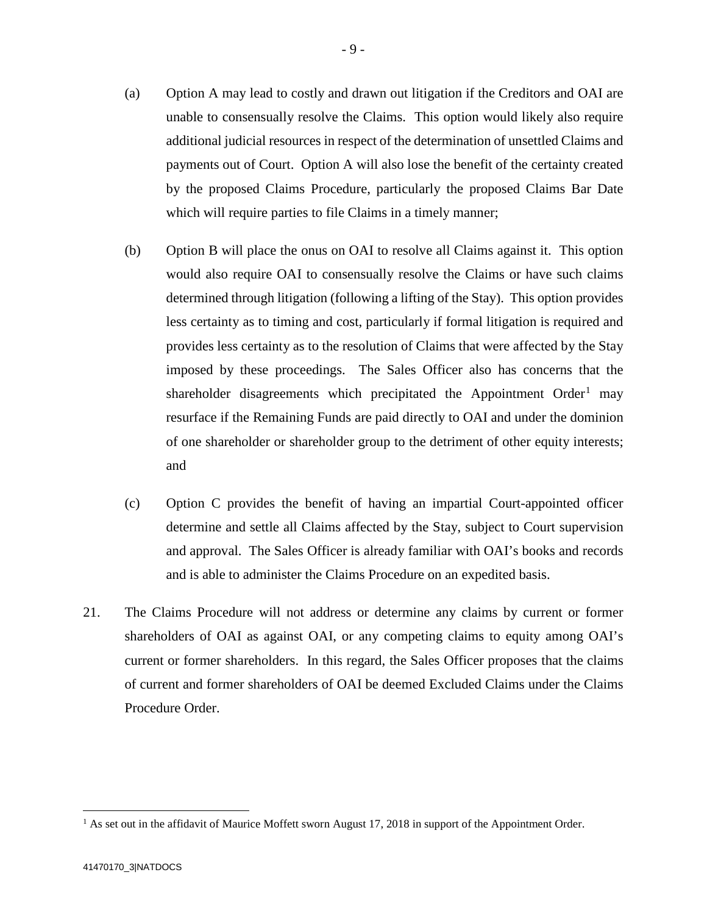(a) Option A may lead to costly and drawn out litigation if the Creditors and OAI are unable to consensually resolve the Claims. This option would likely also require additional judicial resources in respect of the determination of unsettled Claims and payments out of Court. Option A will also lose the benefit of the certainty created by the proposed Claims Procedure, particularly the proposed Claims Bar Date which will require parties to file Claims in a timely manner;

(b) Option B will place the onus on OAI to resolve all Claims against it. This option would also require OAI to consensually resolve the Claims or have such claims determined through litigation (following a lifting of the Stay). This option provides less certainty as to timing and cost, particularly if formal litigation is required and provides less certainty as to the resolution of Claims that were affected by the Stay imposed by these proceedings. The Sales Officer also has concerns that the shareholder disagreements which precipitated the Appointment Order[1] may resurface if the Remaining Funds are paid directly to OAI and under the dominion of one shareholder or shareholder group to the detriment of other equity interests; and

(c) Option C provides the benefit of having an impartial Court-appointed officer determine and settle all Claims affected by the Stay, subject to Court supervision and approval. The Sales Officer is already familiar with OAI's books and records and is able to administer the Claims Procedure on an expedited basis.

21. The Claims Procedure will not address or determine any claims by current or former shareholders of OAI as against OAI, or any competing claims to equity among OAI's current or former shareholders. In this regard, the Sales Officer proposes that the claims of current and former shareholders of OAI be deemed Excluded Claims under the Claims Procedure Order.

[1] As set out in the affidavit of Maurice Moffett sworn August 17, 2018 in support of the Appointment Order.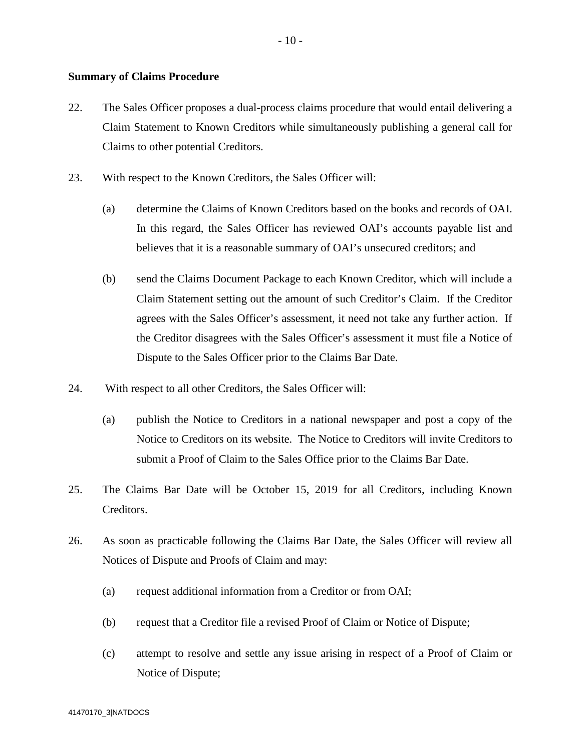**Summary of Claims Procedure**

22. The Sales Officer proposes a dual-process claims procedure that would entail delivering a Claim Statement to Known Creditors while simultaneously publishing a general call for Claims to other potential Creditors.

23. With respect to the Known Creditors, the Sales Officer will:

   (a) determine the Claims of Known Creditors based on the books and records of OAI. In this regard, the Sales Officer has reviewed OAI's accounts payable list and believes that it is a reasonable summary of OAI's unsecured creditors; and

   (b) send the Claims Document Package to each Known Creditor, which will include a Claim Statement setting out the amount of such Creditor's Claim. If the Creditor agrees with the Sales Officer's assessment, it need not take any further action. If the Creditor disagrees with the Sales Officer's assessment it must file a Notice of Dispute to the Sales Officer prior to the Claims Bar Date.

24. With respect to all other Creditors, the Sales Officer will:

   (a) publish the Notice to Creditors in a national newspaper and post a copy of the Notice to Creditors on its website. The Notice to Creditors will invite Creditors to submit a Proof of Claim to the Sales Office prior to the Claims Bar Date.

25. The Claims Bar Date will be October 15, 2019 for all Creditors, including Known Creditors.

26. As soon as practicable following the Claims Bar Date, the Sales Officer will review all Notices of Dispute and Proofs of Claim and may:

   (a) request additional information from a Creditor or from OAI;

   (b) request that a Creditor file a revised Proof of Claim or Notice of Dispute;

   (c) attempt to resolve and settle any issue arising in respect of a Proof of Claim or Notice of Dispute;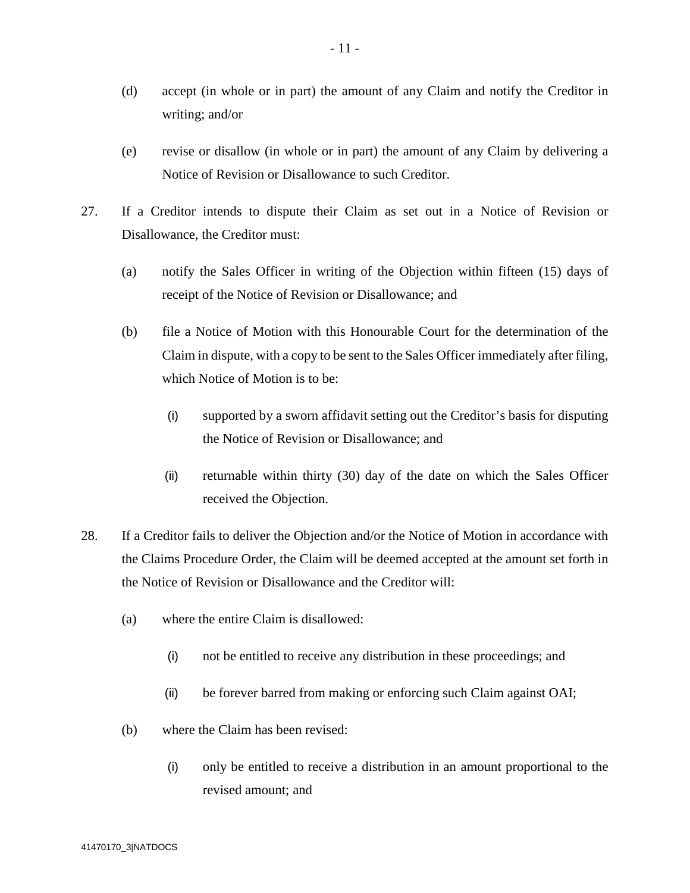(d) accept (in whole or in part) the amount of any Claim and notify the Creditor in writing; and/or

(e) revise or disallow (in whole or in part) the amount of any Claim by delivering a Notice of Revision or Disallowance to such Creditor.

27. If a Creditor intends to dispute their Claim as set out in a Notice of Revision or Disallowance, the Creditor must:

(a) notify the Sales Officer in writing of the Objection within fifteen (15) days of receipt of the Notice of Revision or Disallowance; and

(b) file a Notice of Motion with this Honourable Court for the determination of the Claim in dispute, with a copy to be sent to the Sales Officer immediately after filing, which Notice of Motion is to be:

(i) supported by a sworn affidavit setting out the Creditor's basis for disputing the Notice of Revision or Disallowance; and

(ii) returnable within thirty (30) day of the date on which the Sales Officer received the Objection.

28. If a Creditor fails to deliver the Objection and/or the Notice of Motion in accordance with the Claims Procedure Order, the Claim will be deemed accepted at the amount set forth in the Notice of Revision or Disallowance and the Creditor will:

(a) where the entire Claim is disallowed:

(i) not be entitled to receive any distribution in these proceedings; and

(ii) be forever barred from making or enforcing such Claim against OAI;

(b) where the Claim has been revised:

(i) only be entitled to receive a distribution in an amount proportional to the revised amount; and

41470170_3|NATDOCS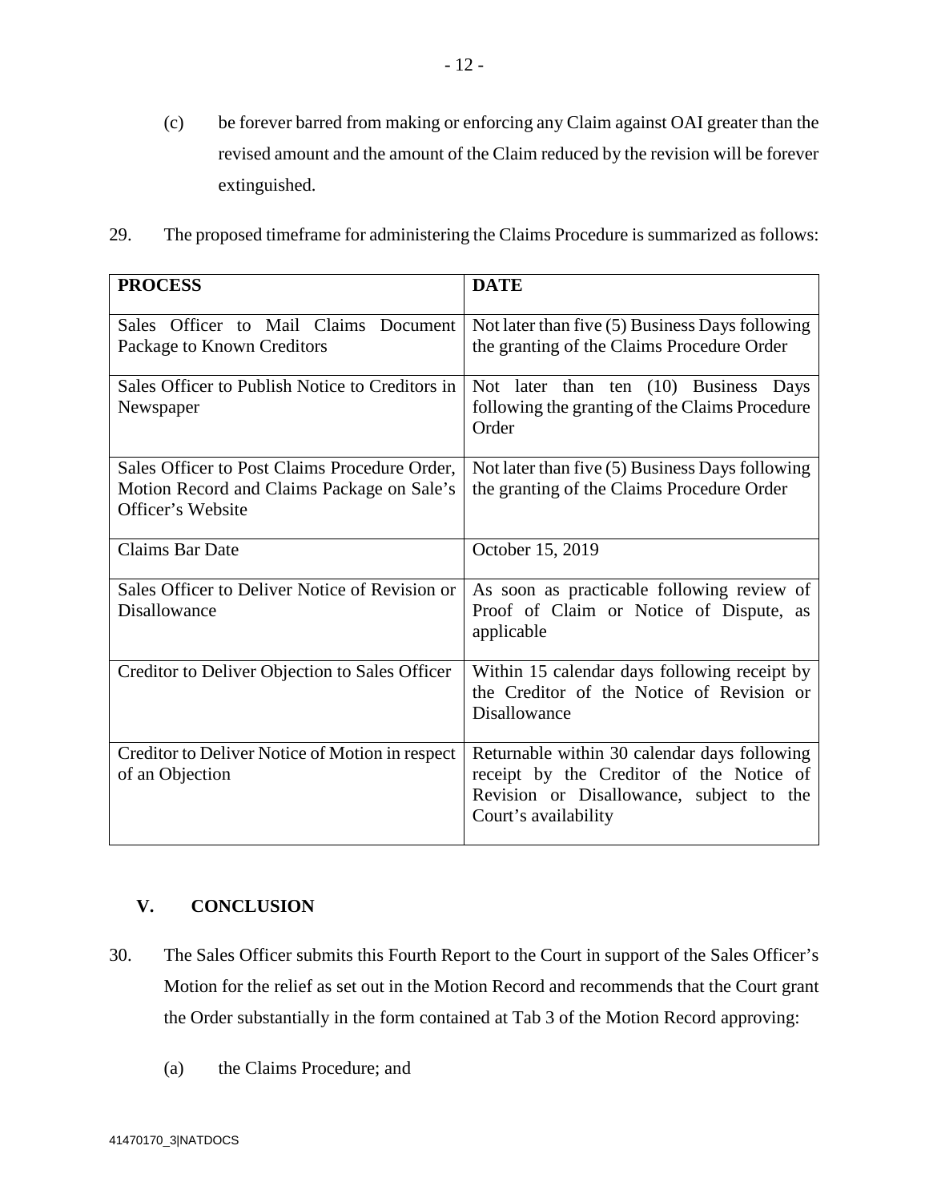(c) be forever barred from making or enforcing any Claim against OAI greater than the revised amount and the amount of the Claim reduced by the revision will be forever extinguished.

29. The proposed timeframe for administering the Claims Procedure is summarized as follows:

| PROCESS | DATE |
|---|---|
| Sales Officer to Mail Claims Document Package to Known Creditors | Not later than five (5) Business Days following the granting of the Claims Procedure Order |
| Sales Officer to Publish Notice to Creditors in Newspaper | Not later than ten (10) Business Days following the granting of the Claims Procedure Order |
| Sales Officer to Post Claims Procedure Order, Motion Record and Claims Package on Sale's Officer's Website | Not later than five (5) Business Days following the granting of the Claims Procedure Order |
| Claims Bar Date | October 15, 2019 |
| Sales Officer to Deliver Notice of Revision or Disallowance | As soon as practicable following review of Proof of Claim or Notice of Dispute, as applicable |
| Creditor to Deliver Objection to Sales Officer | Within 15 calendar days following receipt by the Creditor of the Notice of Revision or Disallowance |
| Creditor to Deliver Notice of Motion in respect of an Objection | Returnable within 30 calendar days following receipt by the Creditor of the Notice of Revision or Disallowance, subject to the Court's availability |

## V. CONCLUSION

30. The Sales Officer submits this Fourth Report to the Court in support of the Sales Officer's Motion for the relief as set out in the Motion Record and recommends that the Court grant the Order substantially in the form contained at Tab 3 of the Motion Record approving:

(a) the Claims Procedure; and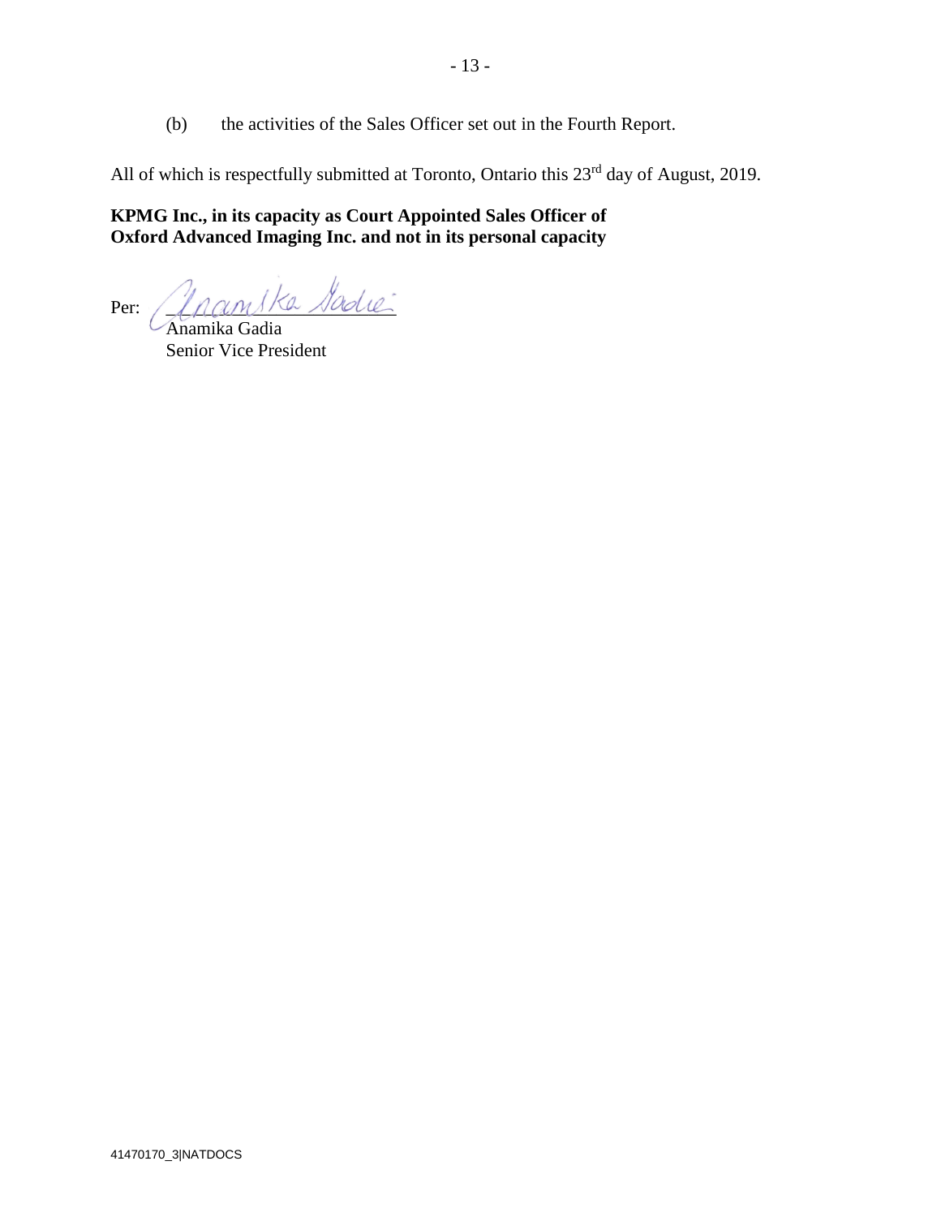(b) the activities of the Sales Officer set out in the Fourth Report.

All of which is respectfully submitted at Toronto, Ontario this 23rd day of August, 2019.

**KPMG Inc., in its capacity as Court Appointed Sales Officer of Oxford Advanced Imaging Inc. and not in its personal capacity**

Per: Anamika Gadia

Anamika Gadia
Senior Vice President

41470170_3|NATDOCS